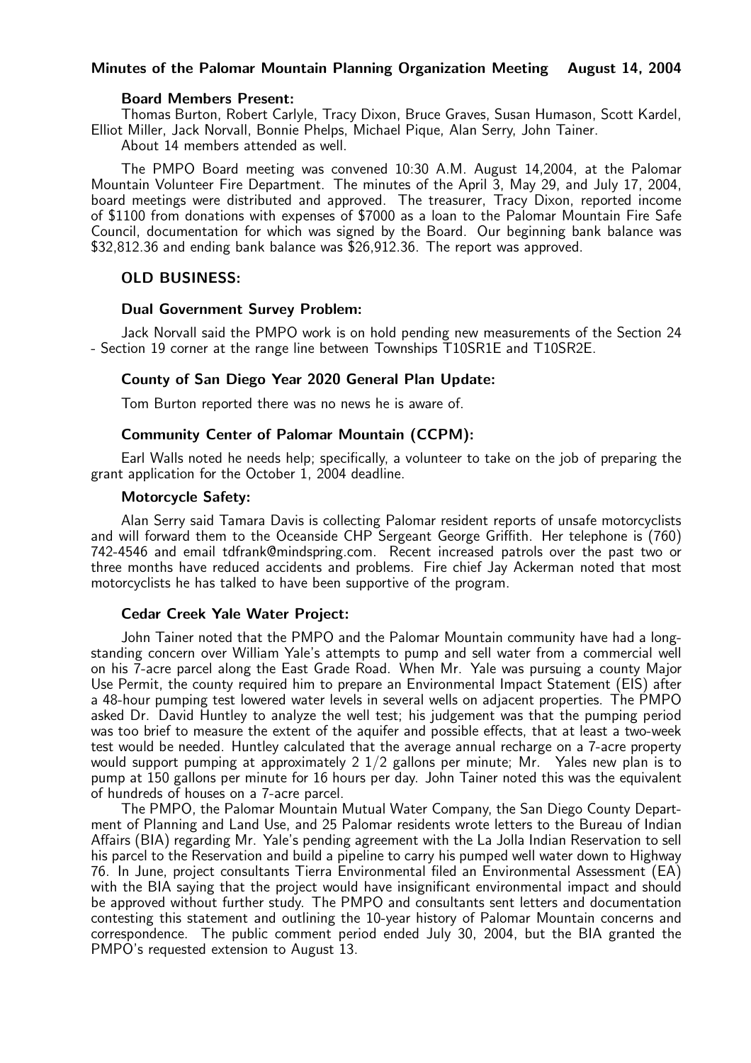# Minutes of the Palomar Mountain Planning Organization Meeting August 14, 2004

### Board Members Present:

Thomas Burton, Robert Carlyle, Tracy Dixon, Bruce Graves, Susan Humason, Scott Kardel, Elliot Miller, Jack Norvall, Bonnie Phelps, Michael Pique, Alan Serry, John Tainer.

About 14 members attended as well.

The PMPO Board meeting was convened 10:30 A.M. August 14,2004, at the Palomar Mountain Volunteer Fire Department. The minutes of the April 3, May 29, and July 17, 2004, board meetings were distributed and approved. The treasurer, Tracy Dixon, reported income of $1100 from donations with expenses of $7000 as a loan to the Palomar Mountain Fire Safe Council, documentation for which was signed by the Board. Our beginning bank balance was $32,812.36 and ending bank balance was $26,912.36. The report was approved.

## OLD BUSINESS:

### Dual Government Survey Problem:

Jack Norvall said the PMPO work is on hold pending new measurements of the Section 24 - Section 19 corner at the range line between Townships T10SR1E and T10SR2E.

### County of San Diego Year 2020 General Plan Update:

Tom Burton reported there was no news he is aware of.

### Community Center of Palomar Mountain (CCPM):

Earl Walls noted he needs help; specifically, a volunteer to take on the job of preparing the grant application for the October 1, 2004 deadline.

### Motorcycle Safety:

Alan Serry said Tamara Davis is collecting Palomar resident reports of unsafe motorcyclists and will forward them to the Oceanside CHP Sergeant George Griffith. Her telephone is (760) 742-4546 and email tdfrank@mindspring.com. Recent increased patrols over the past two or three months have reduced accidents and problems. Fire chief Jay Ackerman noted that most motorcyclists he has talked to have been supportive of the program.

### Cedar Creek Yale Water Project:

John Tainer noted that the PMPO and the Palomar Mountain community have had a long-standing concern over William Yale's attempts to pump and sell water from a commercial well on his 7-acre parcel along the East Grade Road. When Mr. Yale was pursuing a county Major Use Permit, the county required him to prepare an Environmental Impact Statement (EIS) after a 48-hour pumping test lowered water levels in several wells on adjacent properties. The PMPO asked Dr. David Huntley to analyze the well test; his judgement was that the pumping period was too brief to measure the extent of the aquifer and possible effects, that at least a two-week test would be needed. Huntley calculated that the average annual recharge on a 7-acre property would support pumping at approximately 2 1/2 gallons per minute; Mr. Yales new plan is to pump at 150 gallons per minute for 16 hours per day. John Tainer noted this was the equivalent of hundreds of houses on a 7-acre parcel.

The PMPO, the Palomar Mountain Mutual Water Company, the San Diego County Department of Planning and Land Use, and 25 Palomar residents wrote letters to the Bureau of Indian Affairs (BIA) regarding Mr. Yale's pending agreement with the La Jolla Indian Reservation to sell his parcel to the Reservation and build a pipeline to carry his pumped well water down to Highway 76. In June, project consultants Tierra Environmental filed an Environmental Assessment (EA) with the BIA saying that the project would have insignificant environmental impact and should be approved without further study. The PMPO and consultants sent letters and documentation contesting this statement and outlining the 10-year history of Palomar Mountain concerns and correspondence. The public comment period ended July 30, 2004, but the BIA granted the PMPO's requested extension to August 13.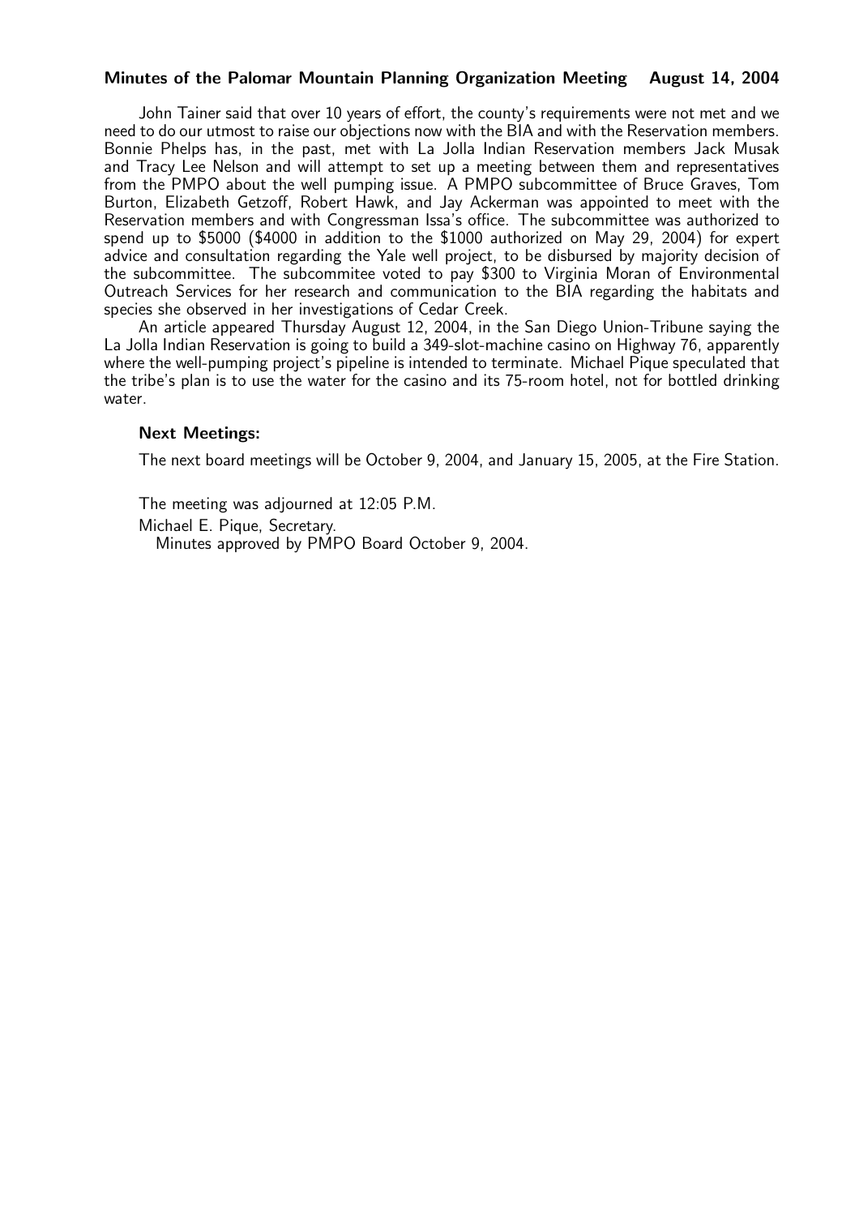John Tainer said that over 10 years of effort, the county's requirements were not met and we need to do our utmost to raise our objections now with the BIA and with the Reservation members. Bonnie Phelps has, in the past, met with La Jolla Indian Reservation members Jack Musak and Tracy Lee Nelson and will attempt to set up a meeting between them and representatives from the PMPO about the well pumping issue. A PMPO subcommittee of Bruce Graves, Tom Burton, Elizabeth Getzoff, Robert Hawk, and Jay Ackerman was appointed to meet with the Reservation members and with Congressman Issa's office. The subcommittee was authorized to spend up to $5000 ($4000 in addition to the $1000 authorized on May 29, 2004) for expert advice and consultation regarding the Yale well project, to be disbursed by majority decision of the subcommittee. The subcommitee voted to pay $300 to Virginia Moran of Environmental Outreach Services for her research and communication to the BIA regarding the habitats and species she observed in her investigations of Cedar Creek.

An article appeared Thursday August 12, 2004, in the San Diego Union-Tribune saying the La Jolla Indian Reservation is going to build a 349-slot-machine casino on Highway 76, apparently where the well-pumping project's pipeline is intended to terminate. Michael Pique speculated that the tribe's plan is to use the water for the casino and its 75-room hotel, not for bottled drinking water.

### Next Meetings:

The next board meetings will be October 9, 2004, and January 15, 2005, at the Fire Station.

The meeting was adjourned at 12:05 P.M.

Michael E. Pique, Secretary.

Minutes approved by PMPO Board October 9, 2004.